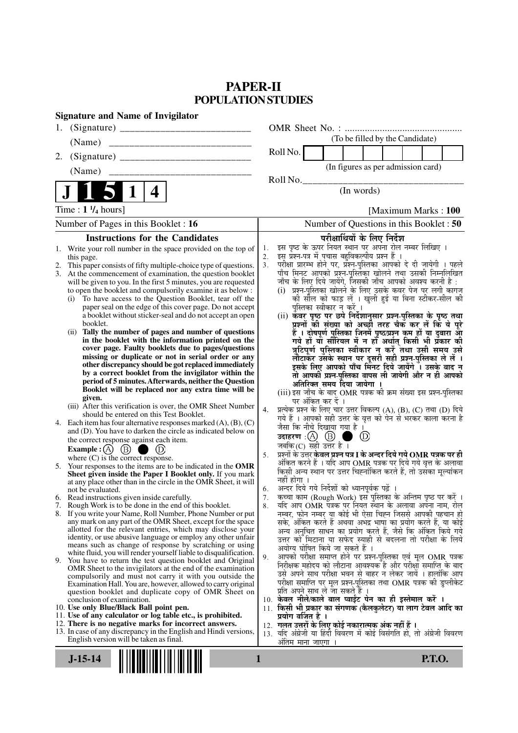# PAPER-II
## POPULATION STUDIES

**Signature and Name of Invigilator**

1. (Signature) __________________________

   (Name) ____________________________

2. (Signature) __________________________

   (Name) ____________________________

OMR Sheet No. : ...............................................

(To be filled by the Candidate)

Roll No. | | | | | | | | |

(In figures as per admission card)

Roll No.________________________________

(In words)

**J 1 5 1 4**

Time : **1 ¼ hours**] [Maximum Marks : **100**

Number of Pages in this Booklet : 16

Number of Questions in this Booklet : **50**

### Instructions for the Candidates

1. Write your roll number in the space provided on the top of this page.
2. This paper consists of fifty multiple-choice type of questions.
3. At the commencement of examination, the question booklet will be given to you. In the first 5 minutes, you are requested to open the booklet and compulsorily examine it as below :
   (i) To have access to the Question Booklet, tear off the paper seal on the edge of this cover page. Do not accept a booklet without sticker-seal and do not accept an open booklet.
   (ii) **Tally the number of pages and number of questions in the booklet with the information printed on the cover page. Faulty booklets due to pages/questions missing or duplicate or not in serial order or any other discrepancy should be got replaced immediately by a correct booklet from the invigilator within the period of 5 minutes. Afterwards, neither the Question Booklet will be replaced nor any extra time will be given.**
   (iii) After this verification is over, the OMR Sheet Number should be entered on this Test Booklet.
4. Each item has four alternative responses marked (A), (B), (C) and (D). You have to darken the circle as indicated below on the correct response against each item.
   **Example :** (A) (B) ● (D)
   where (C) is the correct response.
5. Your responses to the items are to be indicated in the **OMR Sheet given inside the Paper I Booklet only.** If you mark at any place other than in the circle in the OMR Sheet, it will not be evaluated.
6. Read instructions given inside carefully.
7. Rough Work is to be done in the end of this booklet.
8. If you write your Name, Roll Number, Phone Number or put any mark on any part of the OMR Sheet, except for the space allotted for the relevant entries, which may disclose your identity, or use abusive language or employ any other unfair means such as change of response by scratching or using white fluid, you will render yourself liable to disqualification.
9. You have to return the test question booklet and Original OMR Sheet to the invigilators at the end of the examination compulsorily and must not carry it with you outside the Examination Hall. You are, however, allowed to carry original question booklet and duplicate copy of OMR Sheet on conclusion of examination.
10. **Use only Blue/Black Ball point pen.**
11. **Use of any calculator or log table etc., is prohibited.**
12. **There is no negative marks for incorrect answers.**
13. In case of any discrepancy in the English and Hindi versions, English version will be taken as final.

### परीक्षार्थियों के लिए निर्देश

1. इस पृष्ठ के ऊपर नियत स्थान पर अपना रोल नम्बर लिखिए ।
2. इस प्रश्न-पत्र में पचास बहुविकल्पीय प्रश्न हैं ।
3. परीक्षा प्रारम्भ होने पर, प्रश्न-पुस्तिका आपको दे दी जायेगी । पहले पाँच मिनट आपको प्रश्न-पुस्तिका खोलने तथा उसकी निम्नलिखित जाँच के लिए दिये जायेंगे, जिसकी जाँच आपको अवश्य करनी है :
   (i) प्रश्न-पुस्तिका खोलने के लिए उसके कवर पेज पर लगी कागज की सील को फाड़ लें । खुली हुई या बिना स्टीकर-सील की पुस्तिका स्वीकार न करें ।
   (ii) **कवर पृष्ठ पर छपे निर्देशानुसार प्रश्न-पुस्तिका के पृष्ठ तथा प्रश्नों की संख्या को अच्छी तरह चैक कर लें कि ये पूरे हैं । दोषपूर्ण पुस्तिका जिनमें पृष्ठ/प्रश्न कम हों या दुबारा आ गये हों या सीरियल में न हों अर्थात् किसी भी प्रकार की त्रुटिपूर्ण पुस्तिका स्वीकार न करें तथा उसी समय उसे लौटाकर उसके स्थान पर दूसरी सही प्रश्न-पुस्तिका ले लें । इसके लिए आपको पाँच मिनट दिये जायेंगे । उसके बाद न तो आपकी प्रश्न-पुस्तिका वापस ली जायेगी और न ही आपको अतिरिक्त समय दिया जायेगा ।**
   (iii) इस जाँच के बाद OMR पत्रक की क्रम संख्या इस प्रश्न-पुस्तिका पर अंकित कर दें ।
4. प्रत्येक प्रश्न के लिए चार उत्तर विकल्प (A), (B), (C) तथा (D) दिये गये हैं । आपको सही उत्तर के वृत्त को पेन से भरकर काला करना है जैसा कि नीचे दिखाया गया है ।
   **उदाहरण :** (A) (B) ● (D)
   जबकि (C) सही उत्तर है ।
5. प्रश्नों के उत्तर **केवल प्रश्न पत्र I के अन्दर दिये गये OMR पत्रक पर ही** अंकित करने हैं । यदि आप OMR पत्रक पर दिये गये वृत्त के अलावा किसी अन्य स्थान पर उत्तर चिह्नांकित करते हैं, तो उसका मूल्यांकन नहीं होगा ।
6. अन्दर दिये गये निर्देशों को ध्यानपूर्वक पढ़ें ।
7. कच्चा काम (Rough Work) इस पुस्तिका के अन्तिम पृष्ठ पर करें ।
8. यदि आप OMR पत्रक पर नियत स्थान के अलावा अपना नाम, रोल नम्बर, फोन नम्बर या कोई भी ऐसा चिह्न जिससे आपकी पहचान हो सके, अंकित करते हैं अथवा अभद्र भाषा का प्रयोग करते हैं, या कोई अन्य अनुचित साधन का प्रयोग करते हैं, जैसे कि अंकित किये गये उत्तर को मिटाना या सफेद स्याही से बदलना तो परीक्षा के लिये अयोग्य घोषित किये जा सकते हैं ।
9. आपको परीक्षा समाप्त होने पर प्रश्न-पुस्तिका एवं मूल OMR पत्रक निरीक्षक महोदय को लौटाना आवश्यक है और परीक्षा समाप्ति के बाद उसे अपने साथ परीक्षा भवन से बाहर न लेकर जायें । हालांकि आप परीक्षा समाप्ति पर मूल प्रश्न-पुस्तिका तथा OMR पत्रक की डुप्लीकेट प्रति अपने साथ ले जा सकते हैं ।
10. **केवल नीले/काले बाल प्वाईंट पेन का ही इस्तेमाल करें ।**
11. **किसी भी प्रकार का संगणक (कैलकुलेटर) या लाग टेबल आदि का प्रयोग वर्जित है ।**
12. **गलत उत्तरों के लिए कोई नकारात्मक अंक नहीं हैं ।**
13. यदि अंग्रेजी या हिंदी विवरण में कोई विसंगति हो, तो अंग्रेजी विवरण अंतिम माना जाएगा ।

**J-15-14** **P.T.O.**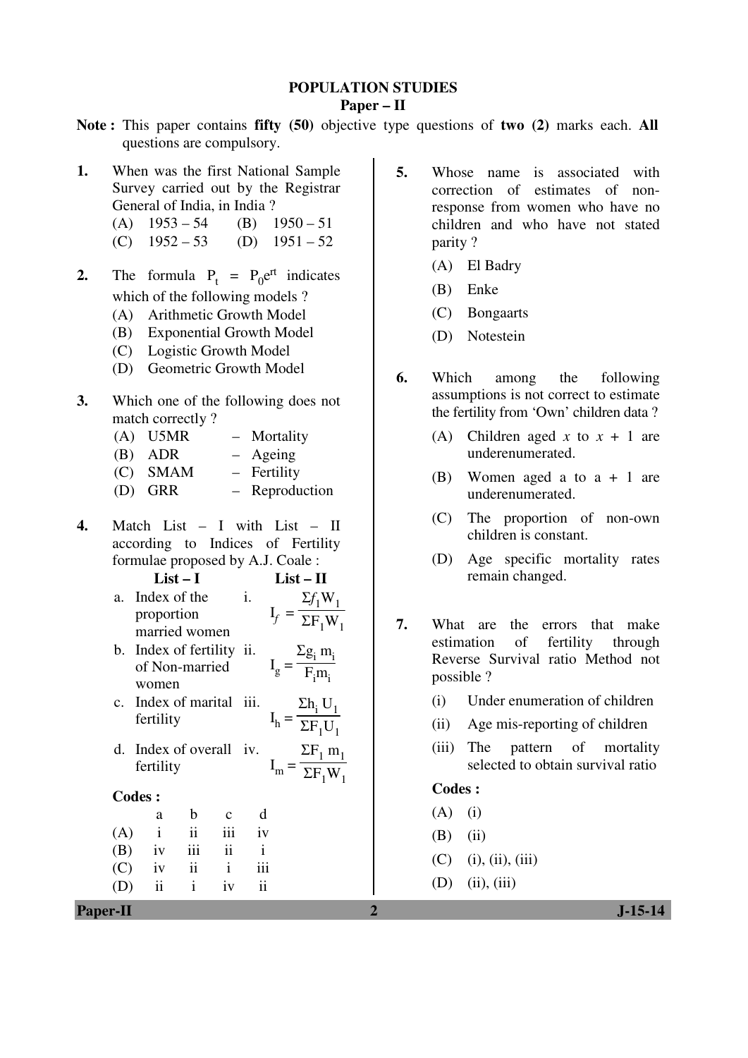# POPULATION STUDIES

## Paper – II

**Note :** This paper contains **fifty (50)** objective type questions of **two (2)** marks each. **All** questions are compulsory.

**1.** When was the first National Sample Survey carried out by the Registrar General of India, in India ?

(A) 1953 – 54 (B) 1950 – 51
(C) 1952 – 53 (D) 1951 – 52

**2.** The formula $P_t = P_0e^{rt}$ indicates which of the following models ?

(A) Arithmetic Growth Model
(B) Exponential Growth Model
(C) Logistic Growth Model
(D) Geometric Growth Model

**3.** Which one of the following does not match correctly ?

(A) U5MR – Mortality
(B) ADR – Ageing
(C) SMAM – Fertility
(D) GRR – Reproduction

**4.** Match List – I with List – II according to Indices of Fertility formulae proposed by A.J. Coale :

| List – I | List – II |
|---|---|
| a. Index of the proportion married women | i. $I_f = \frac{\Sigma f_1 W_1}{\Sigma F_1 W_1}$ |
| b. Index of fertility of Non-married women | ii. $I_g = \frac{\Sigma g_i m_i}{F_i m_i}$ |
| c. Index of marital fertility | iii. $I_h = \frac{\Sigma h_i U_1}{\Sigma F_1 U_1}$ |
| d. Index of overall fertility | iv. $I_m = \frac{\Sigma F_1 m_1}{\Sigma F_1 W_1}$ |

**Codes :**

| | a | b | c | d |
|---|---|---|---|---|
| (A) | i | ii | iii | iv |
| (B) | iv | iii | ii | i |
| (C) | iv | ii | i | iii |
| (D) | ii | i | iv | ii |

**5.** Whose name is associated with correction of estimates of non-response from women who have no children and who have not stated parity ?

(A) El Badry
(B) Enke
(C) Bongaarts
(D) Notestein

**6.** Which among the following assumptions is not correct to estimate the fertility from 'Own' children data ?

(A) Children aged *x* to *x* + 1 are underenumerated.
(B) Women aged a to a + 1 are underenumerated.
(C) The proportion of non-own children is constant.
(D) Age specific mortality rates remain changed.

**7.** What are the errors that make estimation of fertility through Reverse Survival ratio Method not possible ?

(i) Under enumeration of children
(ii) Age mis-reporting of children
(iii) The pattern of mortality selected to obtain survival ratio

**Codes :**

(A) (i)
(B) (ii)
(C) (i), (ii), (iii)
(D) (ii), (iii)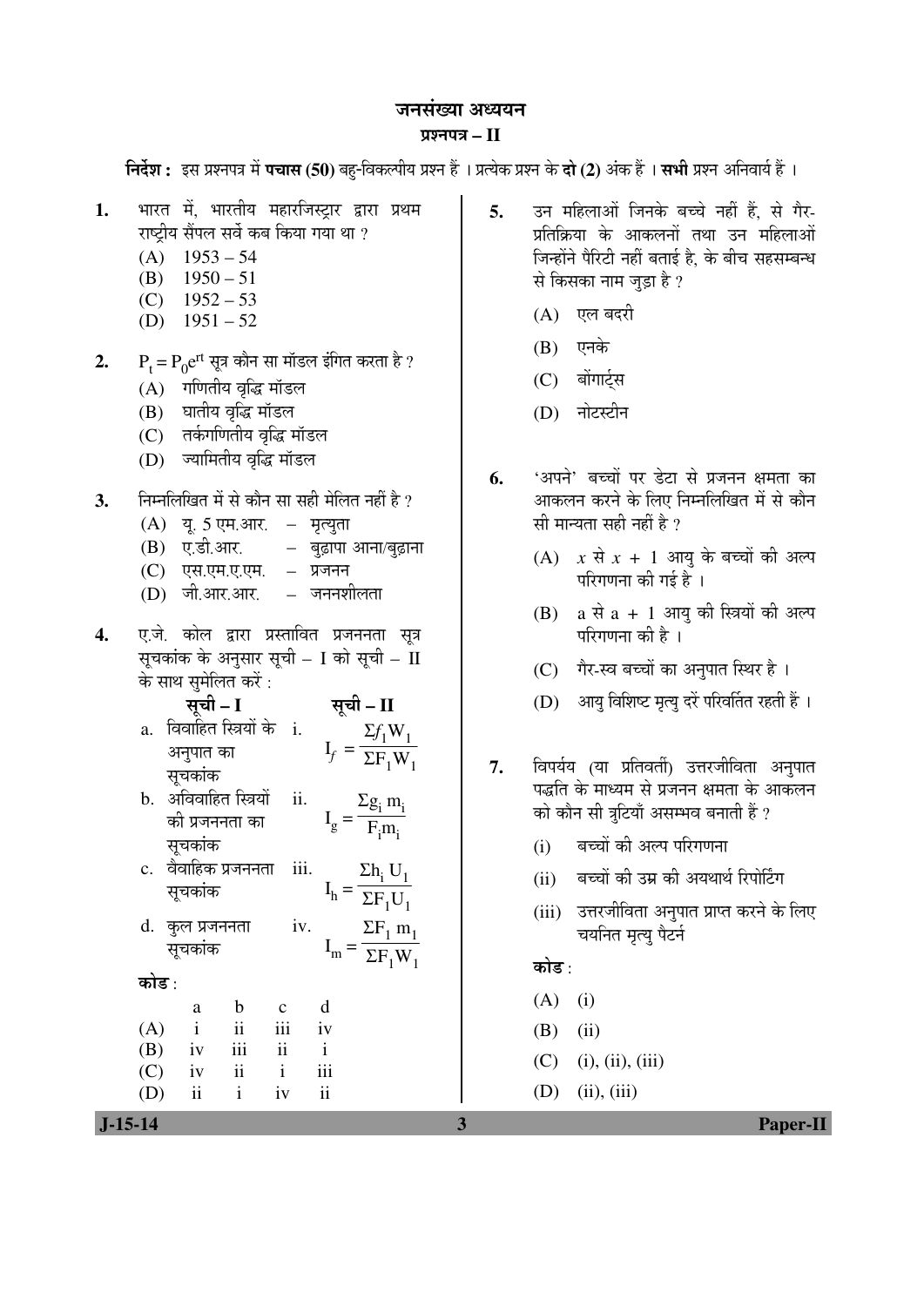# जनसंख्या अध्ययन

## प्रश्नपत्र – II

**निर्देश :** इस प्रश्नपत्र में **पचास (50)** बहु-विकल्पीय प्रश्न हैं । प्रत्येक प्रश्न के **दो (2)** अंक हैं । **सभी** प्रश्न अनिवार्य हैं ।

**1.** भारत में, भारतीय महारजिस्ट्रार द्वारा प्रथम राष्ट्रीय सैंपल सर्वे कब किया गया था ?

(A) 1953 – 54

(B) 1950 – 51

(C) 1952 – 53

(D) 1951 – 52

**2.** $P_t = P_0e^{rt}$ सूत्र कौन सा मॉडल इंगित करता है ?

(A) गणितीय वृद्धि मॉडल

(B) घातीय वृद्धि मॉडल

(C) तर्कगणितीय वृद्धि मॉडल

(D) ज्यामितीय वृद्धि मॉडल

**3.** निम्नलिखित में से कौन सा सही मेलित नहीं है ?

(A) यू. 5 एम.आर. – मृत्युता

(B) ए.डी.आर. – बुढ़ापा आना/बुढ़ाना

(C) एस.एम.ए.एम. – प्रजनन

(D) जी.आर.आर. – जननशीलता

**4.** ए.जे. कोल द्वारा प्रस्तावित प्रजननता सूत्र सूचकांक के अनुसार सूची – I को सूची – II के साथ सुमेलित करें :

| सूची – I | सूची – II |
|---|---|
| a. विवाहित स्त्रियों के अनुपात का सूचकांक | i. $I_f = \frac{\Sigma f_1 W_1}{\Sigma F_1 W_1}$ |
| b. अविवाहित स्त्रियों की प्रजननता का सूचकांक | ii. $I_g = \frac{\Sigma g_i m_i}{F_i m_i}$ |
| c. वैवाहिक प्रजननता सूचकांक | iii. $I_h = \frac{\Sigma h_i U_1}{\Sigma F_1 U_1}$ |
| d. कुल प्रजननता सूचकांक | iv. $I_m = \frac{\Sigma F_1 m_1}{\Sigma F_1 W_1}$ |

**कोड :**

| | a | b | c | d |
|---|---|---|---|---|
| (A) | i | ii | iii | iv |
| (B) | iv | iii | ii | i |
| (C) | iv | ii | i | iii |
| (D) | ii | i | iv | ii |

**5.** उन महिलाओं जिनके बच्चे नहीं हैं, से गैर-प्रतिक्रिया के आकलनों तथा उन महिलाओं जिन्होंने पैरिटी नहीं बताई है, के बीच सहसम्बन्ध से किसका नाम जुड़ा है ?

(A) एल बदरी

(B) एनके

(C) बोंगार्ट्स

(D) नोटस्टीन

**6.** 'अपने' बच्चों पर डेटा से प्रजनन क्षमता का आकलन करने के लिए निम्नलिखित में से कौन सी मान्यता सही नहीं है ?

(A) $x$ से $x + 1$ आयु के बच्चों की अल्प परिगणना की गई है ।

(B) a से a + 1 आयु की स्त्रियों की अल्प परिगणना की है ।

(C) गैर-स्व बच्चों का अनुपात स्थिर है ।

(D) आयु विशिष्ट मृत्यु दरें परिवर्तित रहती हैं ।

**7.** विपर्यय (या प्रतिवर्ती) उत्तरजीविता अनुपात पद्धति के माध्यम से प्रजनन क्षमता के आकलन को कौन सी त्रुटियाँ असम्भव बनाती हैं ?

(i) बच्चों की अल्प परिगणना

(ii) बच्चों की उम्र की अयथार्थ रिपोर्टिंग

(iii) उत्तरजीविता अनुपात प्राप्त करने के लिए चयनित मृत्यु पैटर्न

**कोड :**

(A) (i)

(B) (ii)

(C) (i), (ii), (iii)

(D) (ii), (iii)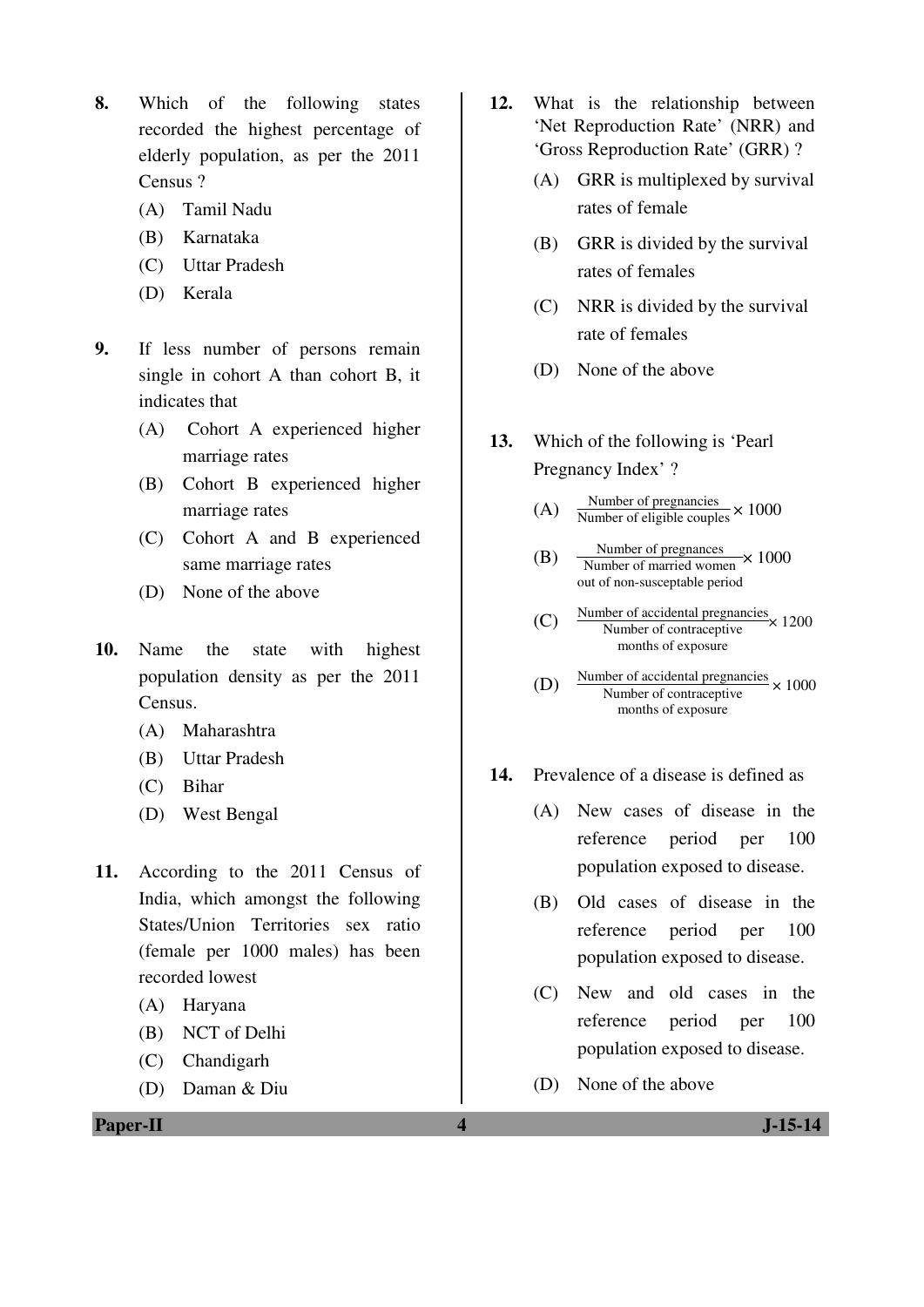**8.** Which of the following states recorded the highest percentage of elderly population, as per the 2011 Census ?

(A) Tamil Nadu

(B) Karnataka

(C) Uttar Pradesh

(D) Kerala

**9.** If less number of persons remain single in cohort A than cohort B, it indicates that

(A) Cohort A experienced higher marriage rates

(B) Cohort B experienced higher marriage rates

(C) Cohort A and B experienced same marriage rates

(D) None of the above

**10.** Name the state with highest population density as per the 2011 Census.

(A) Maharashtra

(B) Uttar Pradesh

(C) Bihar

(D) West Bengal

**11.** According to the 2011 Census of India, which amongst the following States/Union Territories sex ratio (female per 1000 males) has been recorded lowest

(A) Haryana

(B) NCT of Delhi

(C) Chandigarh

(D) Daman & Diu

**12.** What is the relationship between 'Net Reproduction Rate' (NRR) and 'Gross Reproduction Rate' (GRR) ?

(A) GRR is multiplexed by survival rates of female

(B) GRR is divided by the survival rates of females

(C) NRR is divided by the survival rate of females

(D) None of the above

**13.** Which of the following is 'Pearl Pregnancy Index' ?

(A) $\frac{\text{Number of pregnancies}}{\text{Number of eligible couples}} \times 1000$

(B) $\frac{\text{Number of pregnances}}{\text{Number of married women out of non-susceptable period}} \times 1000$

(C) $\frac{\text{Number of accidental pregnancies}}{\text{Number of contraceptive months of exposure}} \times 1200$

(D) $\frac{\text{Number of accidental pregnancies}}{\text{Number of contraceptive months of exposure}} \times 1000$

**14.** Prevalence of a disease is defined as

(A) New cases of disease in the reference period per 100 population exposed to disease.

(B) Old cases of disease in the reference period per 100 population exposed to disease.

(C) New and old cases in the reference period per 100 population exposed to disease.

(D) None of the above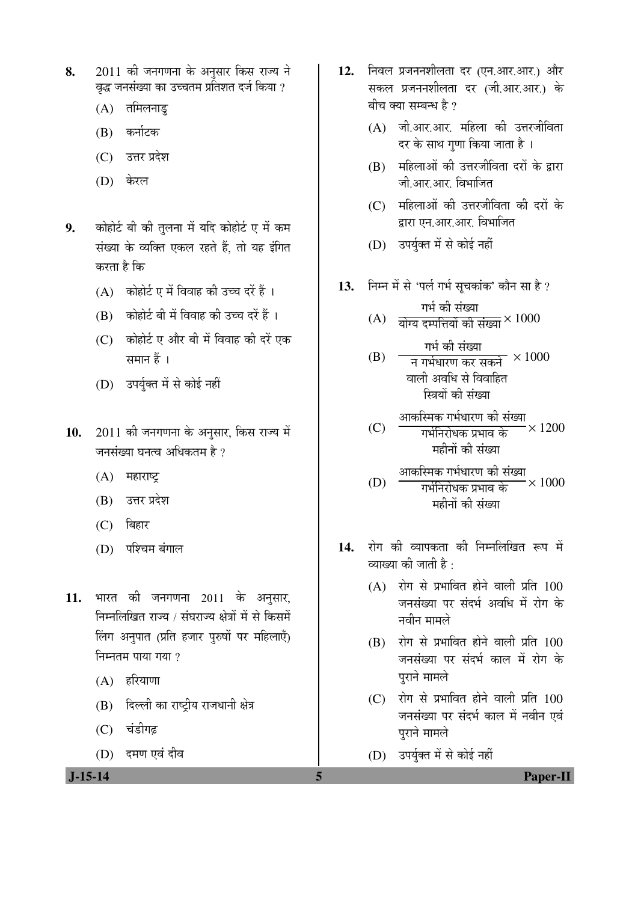8. 2011 की जनगणना के अनुसार किस राज्य ने वृद्ध जनसंख्या का उच्चतम प्रतिशत दर्ज किया ?

   (A) तमिलनाडु
   
   (B) कर्नाटक
   
   (C) उत्तर प्रदेश
   
   (D) केरल

9. कोहोर्ट बी की तुलना में यदि कोहोर्ट ए में कम संख्या के व्यक्ति एकल रहते हैं, तो यह इंगित करता है कि

   (A) कोहोर्ट ए में विवाह की उच्च दरें हैं ।
   
   (B) कोहोर्ट बी में विवाह की उच्च दरें हैं ।
   
   (C) कोहोर्ट ए और बी में विवाह की दरें एक समान हैं ।
   
   (D) उपर्युक्त में से कोई नहीं

10. 2011 की जनगणना के अनुसार, किस राज्य में जनसंख्या घनत्व अधिकतम है ?

    (A) महाराष्ट्र
    
    (B) उत्तर प्रदेश
    
    (C) बिहार
    
    (D) पश्चिम बंगाल

11. भारत की जनगणना 2011 के अनुसार, निम्नलिखित राज्य / संघराज्य क्षेत्रों में से किसमें लिंग अनुपात (प्रति हजार पुरुषों पर महिलाएँ) निम्नतम पाया गया ?

    (A) हरियाणा
    
    (B) दिल्ली का राष्ट्रीय राजधानी क्षेत्र
    
    (C) चंडीगढ़
    
    (D) दमण एवं दीव

12. निवल प्रजननशीलता दर (एन.आर.आर.) और सकल प्रजननशीलता दर (जी.आर.आर.) के बीच क्या सम्बन्ध है ?

    (A) जी.आर.आर. महिला की उत्तरजीविता दर के साथ गुणा किया जाता है ।
    
    (B) महिलाओं की उत्तरजीविता दरों के द्वारा जी.आर.आर. विभाजित
    
    (C) महिलाओं की उत्तरजीविता की दरों के द्वारा एन.आर.आर. विभाजित
    
    (D) उपर्युक्त में से कोई नहीं

13. निम्न में से 'पर्ल गर्भ सूचकांक' कौन सा है ?

    (A) $\dfrac{\text{गर्भ की संख्या}}{\text{योग्य दम्पत्तियों की संख्या}} \times 1000$
    
    (B) $\dfrac{\text{गर्भ की संख्या}}{\text{न गर्भधारण कर सकने वाली अवधि से विवाहित स्त्रियों की संख्या}} \times 1000$
    
    (C) $\dfrac{\text{आकस्मिक गर्भधारण की संख्या}}{\text{गर्भनिरोधक प्रभाव के महीनों की संख्या}} \times 1200$
    
    (D) $\dfrac{\text{आकस्मिक गर्भधारण की संख्या}}{\text{गर्भनिरोधक प्रभाव के महीनों की संख्या}} \times 1000$

14. रोग की व्यापकता की निम्नलिखित रूप में व्याख्या की जाती है :

    (A) रोग से प्रभावित होने वाली प्रति 100 जनसंख्या पर संदर्भ अवधि में रोग के नवीन मामले
    
    (B) रोग से प्रभावित होने वाली प्रति 100 जनसंख्या पर संदर्भ काल में रोग के पुराने मामले
    
    (C) रोग से प्रभावित होने वाली प्रति 100 जनसंख्या पर संदर्भ काल में नवीन एवं पुराने मामले
    
    (D) उपर्युक्त में से कोई नहीं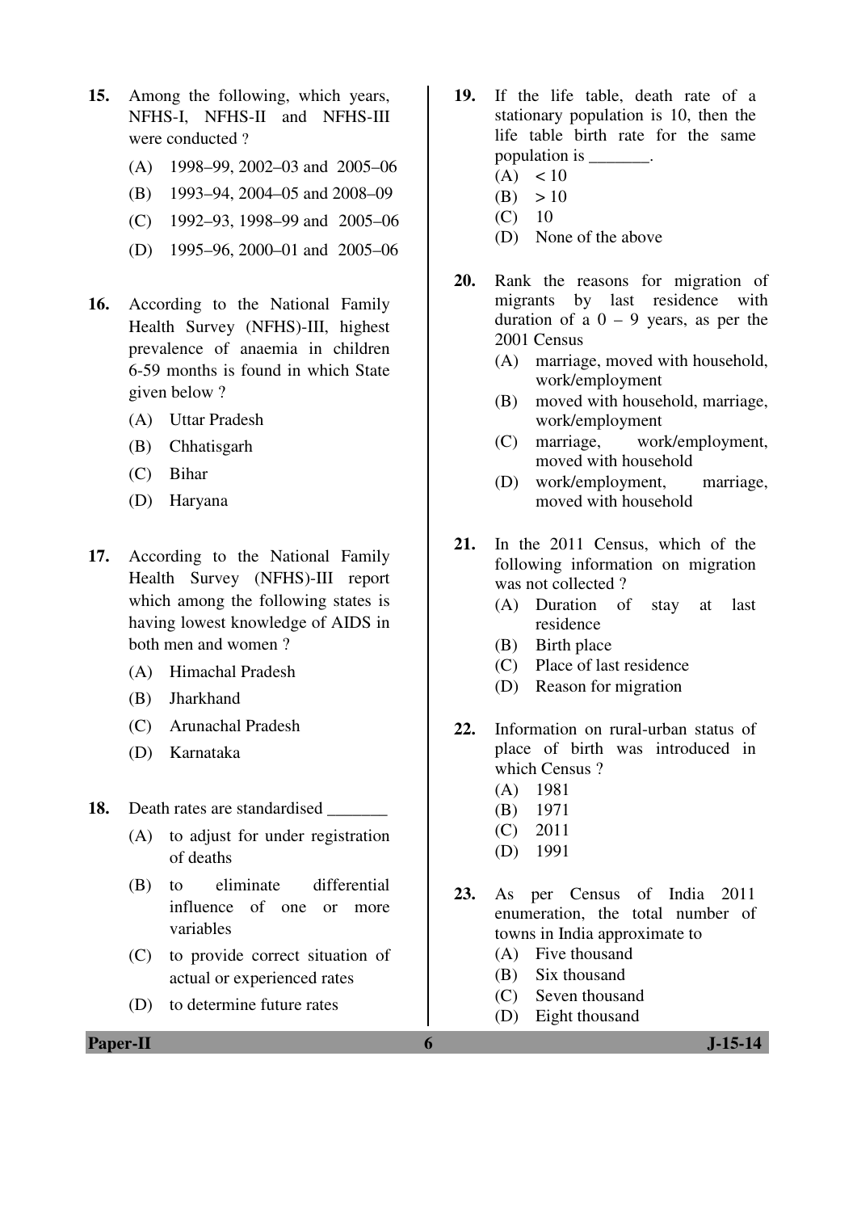15. Among the following, which years, NFHS-I, NFHS-II and NFHS-III were conducted ?

    (A) 1998–99, 2002–03 and 2005–06
    (B) 1993–94, 2004–05 and 2008–09
    (C) 1992–93, 1998–99 and 2005–06
    (D) 1995–96, 2000–01 and 2005–06

16. According to the National Family Health Survey (NFHS)-III, highest prevalence of anaemia in children 6-59 months is found in which State given below ?

    (A) Uttar Pradesh
    (B) Chhatisgarh
    (C) Bihar
    (D) Haryana

17. According to the National Family Health Survey (NFHS)-III report which among the following states is having lowest knowledge of AIDS in both men and women ?

    (A) Himachal Pradesh
    (B) Jharkhand
    (C) Arunachal Pradesh
    (D) Karnataka

18. Death rates are standardised _______

    (A) to adjust for under registration of deaths
    (B) to eliminate differential influence of one or more variables
    (C) to provide correct situation of actual or experienced rates
    (D) to determine future rates

19. If the life table, death rate of a stationary population is 10, then the life table birth rate for the same population is _______.

    (A) < 10
    (B) > 10
    (C) 10
    (D) None of the above

20. Rank the reasons for migration of migrants by last residence with duration of a 0 – 9 years, as per the 2001 Census

    (A) marriage, moved with household, work/employment
    (B) moved with household, marriage, work/employment
    (C) marriage, work/employment, moved with household
    (D) work/employment, marriage, moved with household

21. In the 2011 Census, which of the following information on migration was not collected ?

    (A) Duration of stay at last residence
    (B) Birth place
    (C) Place of last residence
    (D) Reason for migration

22. Information on rural-urban status of place of birth was introduced in which Census ?

    (A) 1981
    (B) 1971
    (C) 2011
    (D) 1991

23. As per Census of India 2011 enumeration, the total number of towns in India approximate to

    (A) Five thousand
    (B) Six thousand
    (C) Seven thousand
    (D) Eight thousand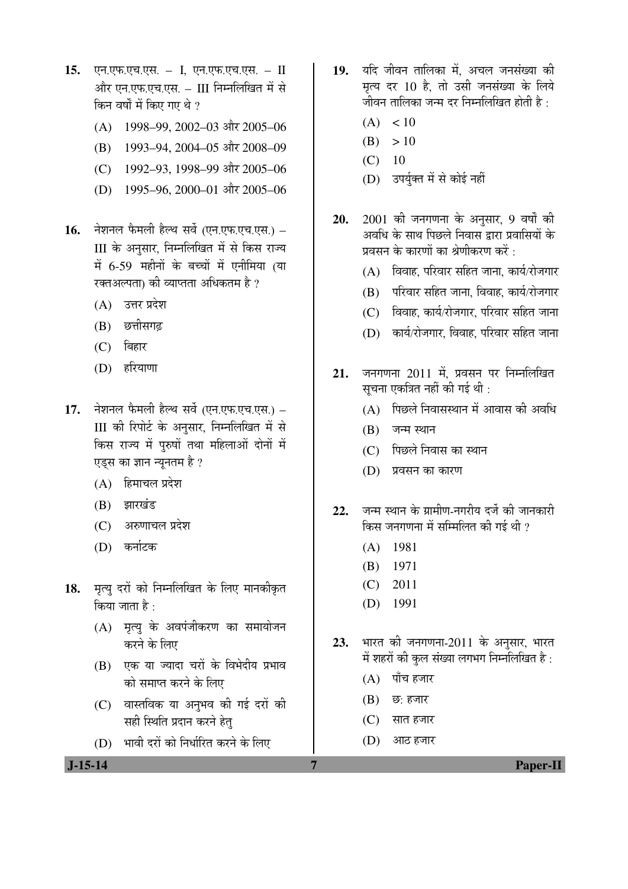15. एन.एफ.एच.एस. – I, एन.एफ.एच.एस. – II और एन.एफ.एच.एस. – III निम्नलिखित में से किन वर्षों में किए गए थे ?

 (A) 1998–99, 2002–03 और 2005–06

 (B) 1993–94, 2004–05 और 2008–09

 (C) 1992–93, 1998–99 और 2005–06

 (D) 1995–96, 2000–01 और 2005–06

16. नेशनल फैमली हैल्थ सर्वे (एन.एफ.एच.एस.) – III के अनुसार, निम्नलिखित में से किस राज्य में 6-59 महीनों के बच्चों में एनीमिया (या रक्तअल्पता) की व्याप्तता अधिकतम है ?

 (A) उत्तर प्रदेश

 (B) छत्तीसगढ़

 (C) बिहार

 (D) हरियाणा

17. नेशनल फैमली हैल्थ सर्वे (एन.एफ.एच.एस.) – III की रिपोर्ट के अनुसार, निम्नलिखित में से किस राज्य में पुरुषों तथा महिलाओं दोनों में एड्स का ज्ञान न्यूनतम है ?

 (A) हिमाचल प्रदेश

 (B) झारखंड

 (C) अरुणाचल प्रदेश

 (D) कर्नाटक

18. मृत्यु दरों को निम्नलिखित के लिए मानकीकृत किया जाता है :

 (A) मृत्यु के अवपंजीकरण का समायोजन करने के लिए

 (B) एक या ज्यादा चरों के विभेदीय प्रभाव को समाप्त करने के लिए

 (C) वास्तविक या अनुभव की गई दरों की सही स्थिति प्रदान करने हेतु

 (D) भावी दरों को निर्धारित करने के लिए

19. यदि जीवन तालिका में, अचल जनसंख्या की मृत्यु दर 10 है, तो उसी जनसंख्या के लिये जीवन तालिका जन्म दर निम्नलिखित होती है :

 (A) $< 10$

 (B) $> 10$

 (C) 10

 (D) उपर्युक्त में से कोई नहीं

20. 2001 की जनगणना के अनुसार, 9 वर्षों की अवधि के साथ पिछले निवास प्रवासियों के प्रवसन के कारणों का श्रेणीकरण करें :

 (A) विवाह, परिवार सहित जाना, कार्य/रोजगार

 (B) परिवार सहित जाना, विवाह, कार्य/रोजगार

 (C) विवाह, कार्य/रोजगार, परिवार सहित जाना

 (D) कार्य/रोजगार, विवाह, परिवार सहित जाना

21. जनगणना 2011 में, प्रवसन पर निम्नलिखित सूचना एकत्रित नहीं की गई थी :

 (A) पिछले निवासस्थान में आवास की अवधि

 (B) जन्म स्थान

 (C) पिछले निवास का स्थान

 (D) प्रवसन का कारण

22. जन्म स्थान के ग्रामीण-नगरीय दर्जे की जानकारी किस जनगणना में सम्मिलित की गई थी ?

 (A) 1981

 (B) 1971

 (C) 2011

 (D) 1991

23. भारत की जनगणना-2011 के अनुसार, भारत में शहरों की कुल संख्या लगभग निम्नलिखित है :

 (A) पाँच हजार

 (B) छ: हजार

 (C) सात हजार

 (D) आठ हजार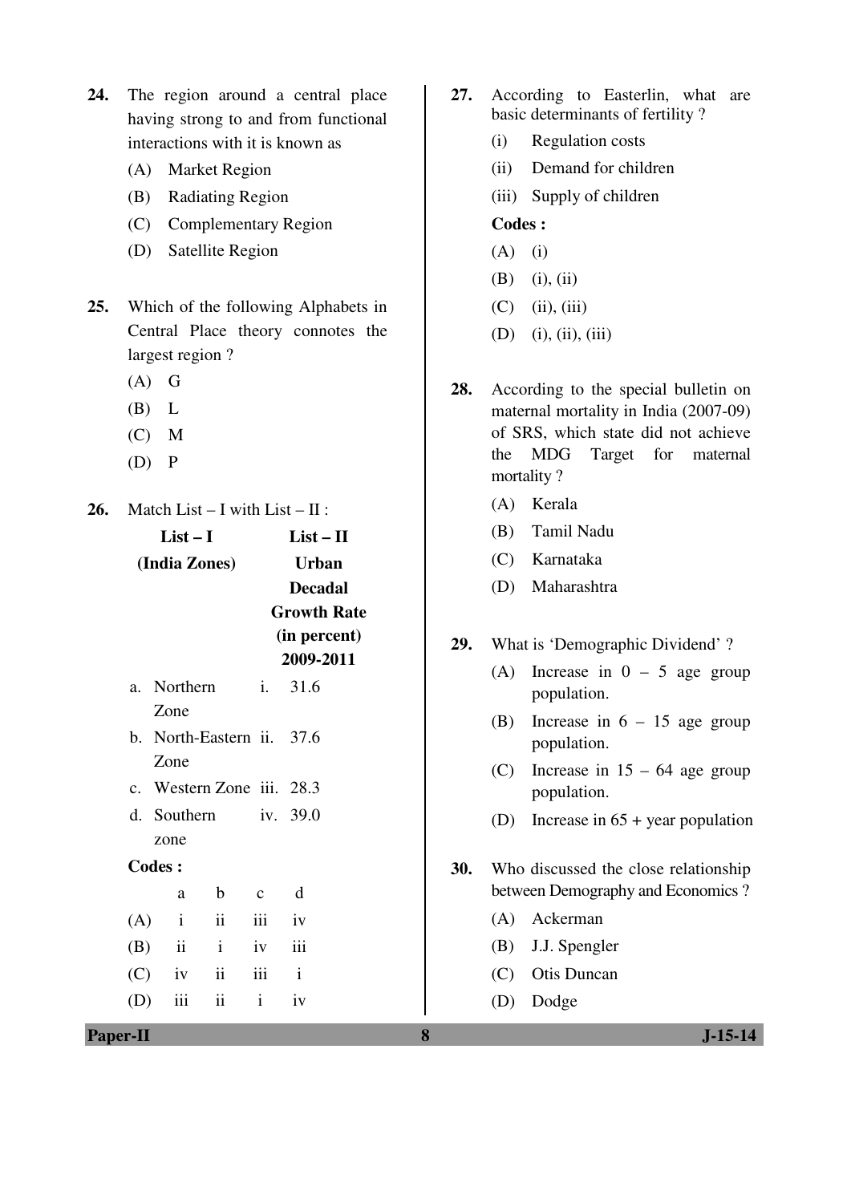**24.** The region around a central place having strong to and from functional interactions with it is known as

(A) Market Region
(B) Radiating Region
(C) Complementary Region
(D) Satellite Region

**25.** Which of the following Alphabets in Central Place theory connotes the largest region ?

(A) G
(B) L
(C) M
(D) P

**26.** Match List – I with List – II :

| List – I (India Zones) | List – II Urban Decadal Growth Rate (in percent) 2009-2011 |
|---|---|
| a. Northern Zone | i. 31.6 |
| b. North-Eastern Zone | ii. 37.6 |
| c. Western Zone | iii. 28.3 |
| d. Southern zone | iv. 39.0 |

**Codes :**

| | a | b | c | d |
|---|---|---|---|---|
| (A) | i | ii | iii | iv |
| (B) | ii | i | iv | iii |
| (C) | iv | ii | iii | i |
| (D) | iii | ii | i | iv |

**27.** According to Easterlin, what are basic determinants of fertility ?

(i) Regulation costs
(ii) Demand for children
(iii) Supply of children

**Codes :**

(A) (i)
(B) (i), (ii)
(C) (ii), (iii)
(D) (i), (ii), (iii)

**28.** According to the special bulletin on maternal mortality in India (2007-09) of SRS, which state did not achieve the MDG Target for maternal mortality ?

(A) Kerala
(B) Tamil Nadu
(C) Karnataka
(D) Maharashtra

**29.** What is 'Demographic Dividend' ?

(A) Increase in 0 – 5 age group population.
(B) Increase in 6 – 15 age group population.
(C) Increase in 15 – 64 age group population.
(D) Increase in 65 + year population

**30.** Who discussed the close relationship between Demography and Economics ?

(A) Ackerman
(B) J.J. Spengler
(C) Otis Duncan
(D) Dodge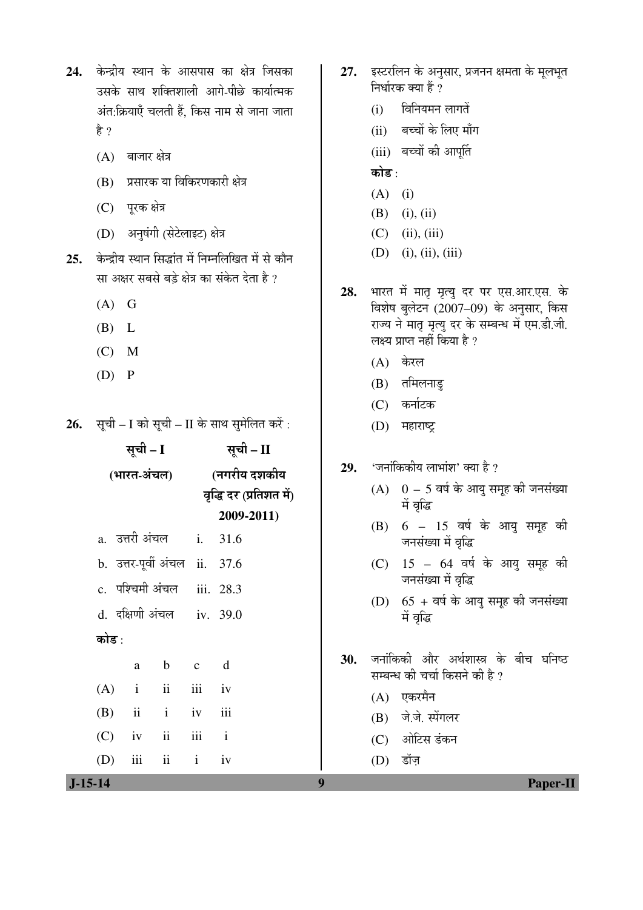24. केन्द्रीय स्थान के आसपास का क्षेत्र जिसका उसके साथ शक्तिशाली आगे-पीछे कार्यात्मक अंत:क्रियाएँ चलती हैं, किस नाम से जाना जाता है ?

 (A) बाजार क्षेत्र

 (B) प्रसारक या विकिरणकारी क्षेत्र

 (C) पूरक क्षेत्र

 (D) अनुषंगी (सेटेलाइट) क्षेत्र

25. केन्द्रीय स्थान सिद्धांत में निम्नलिखित में से कौन सा अक्षर सबसे बड़े क्षेत्र का संकेत देता है ?

 (A) G

 (B) L

 (C) M

 (D) P

26. सूची – I को सूची – II के साथ सुमेलित करें :

| सूची – I (भारत-अंचल) | सूची – II (नगरीय दशकीय वृद्धि दर (प्रतिशत में) 2009-2011) |
|---|---|
| a. उत्तरी अंचल | i. 31.6 |
| b. उत्तर-पूर्वी अंचल | ii. 37.6 |
| c. पश्चिमी अंचल | iii. 28.3 |
| d. दक्षिणी अंचल | iv. 39.0 |

**कोड :**

| | a | b | c | d |
|---|---|---|---|---|
| (A) | i | ii | iii | iv |
| (B) | ii | i | iv | iii |
| (C) | iv | ii | iii | i |
| (D) | iii | ii | i | iv |

27. इस्टरलिन के अनुसार, प्रजनन क्षमता के मूलभूत निर्धारक क्या हैं ?

 (i) विनियमन लागतें

 (ii) बच्चों के लिए माँग

 (iii) बच्चों की आपूर्ति

 **कोड :**

 (A) (i)

 (B) (i), (ii)

 (C) (ii), (iii)

 (D) (i), (ii), (iii)

28. भारत में मातृ मृत्यु दर पर एस.आर.एस. के विशेष बुलेटन (2007–09) के अनुसार, किस राज्य ने मातृ मृत्यु दर के सम्बन्ध में एम.डी.जी. लक्ष्य प्राप्त नहीं किया है ?

 (A) केरल

 (B) तमिलनाडु

 (C) कर्नाटक

 (D) महाराष्ट्र

29. 'जनांकिकीय लाभांश' क्या है ?

 (A) 0 – 5 वर्ष के आयु समूह की जनसंख्या में वृद्धि

 (B) 6 – 15 वर्ष के आयु समूह की जनसंख्या में वृद्धि

 (C) 15 – 64 वर्ष के आयु समूह की जनसंख्या में वृद्धि

 (D) 65 + वर्ष के आयु समूह की जनसंख्या में वृद्धि

30. जनांकिकी और अर्थशास्त्र के बीच घनिष्ठ सम्बन्ध की चर्चा किसने की है ?

 (A) एकरमैन

 (B) जे.जे. स्पेंगलर

 (C) ओटिस डंकन

 (D) डॉज़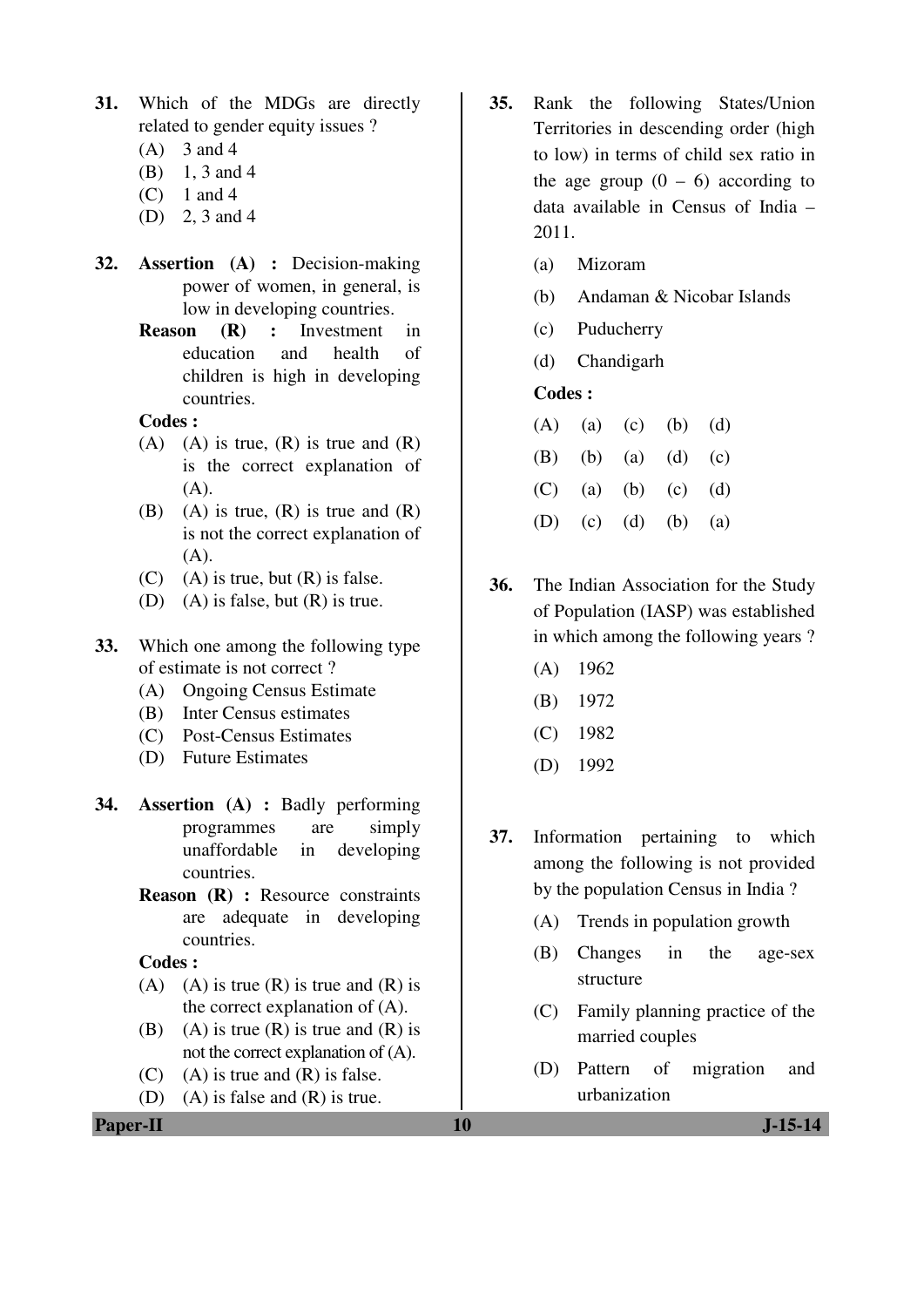31. Which of the MDGs are directly related to gender equity issues ?
    - (A) 3 and 4
    - (B) 1, 3 and 4
    - (C) 1 and 4
    - (D) 2, 3 and 4

32. **Assertion (A) :** Decision-making power of women, in general, is low in developing countries.

    **Reason (R) :** Investment in education and health of children is high in developing countries.

    **Codes :**
    - (A) (A) is true, (R) is true and (R) is the correct explanation of (A).
    - (B) (A) is true, (R) is true and (R) is not the correct explanation of (A).
    - (C) (A) is true, but (R) is false.
    - (D) (A) is false, but (R) is true.

33. Which one among the following type of estimate is not correct ?
    - (A) Ongoing Census Estimate
    - (B) Inter Census estimates
    - (C) Post-Census Estimates
    - (D) Future Estimates

34. **Assertion (A) :** Badly performing programmes are simply unaffordable in developing countries.

    **Reason (R) :** Resource constraints are adequate in developing countries.

    **Codes :**
    - (A) (A) is true (R) is true and (R) is the correct explanation of (A).
    - (B) (A) is true (R) is true and (R) is not the correct explanation of (A).
    - (C) (A) is true and (R) is false.
    - (D) (A) is false and (R) is true.

35. Rank the following States/Union Territories in descending order (high to low) in terms of child sex ratio in the age group (0 – 6) according to data available in Census of India – 2011.

    - (a) Mizoram
    - (b) Andaman & Nicobar Islands
    - (c) Puducherry
    - (d) Chandigarh

    **Codes :**

    | | | | | |
    |---|---|---|---|---|
    | (A) | (a) | (c) | (b) | (d) |
    | (B) | (b) | (a) | (d) | (c) |
    | (C) | (a) | (b) | (c) | (d) |
    | (D) | (c) | (d) | (b) | (a) |

36. The Indian Association for the Study of Population (IASP) was established in which among the following years ?
    - (A) 1962
    - (B) 1972
    - (C) 1982
    - (D) 1992

37. Information pertaining to which among the following is not provided by the population Census in India ?
    - (A) Trends in population growth
    - (B) Changes in the age-sex structure
    - (C) Family planning practice of the married couples
    - (D) Pattern of migration and urbanization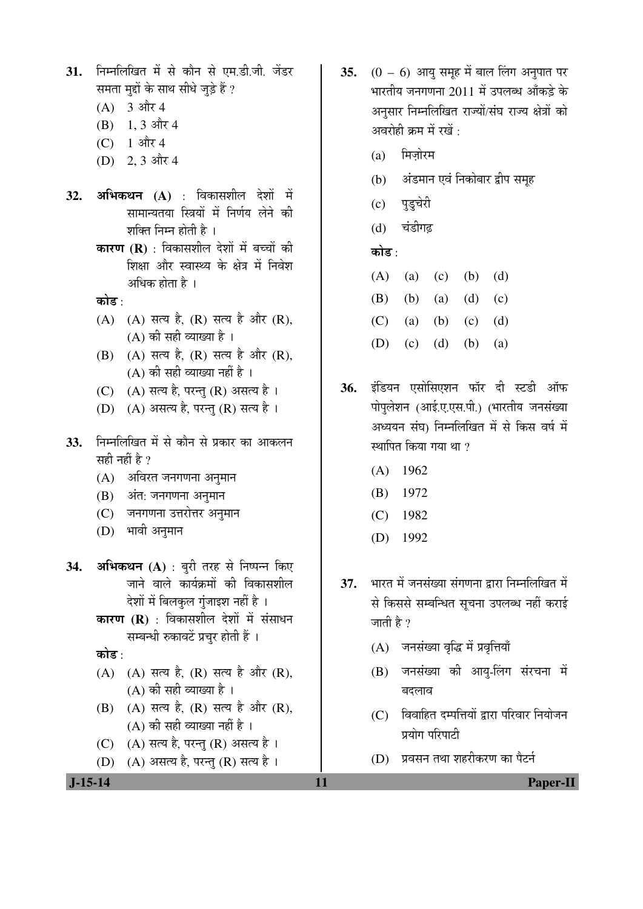31. निम्नलिखित में से कौन से एम.डी.जी. जेंडर समता मुद्दों के साथ सीधे जुड़े हैं ?
   - (A) 3 और 4
   - (B) 1, 3 और 4
   - (C) 1 और 4
   - (D) 2, 3 और 4

32. **अभिकथन (A)** : विकासशील देशों में सामान्यतया स्त्रियों में निर्णय लेने की शक्ति निम्न होती है ।

   **कारण (R)** : विकासशील देशों में बच्चों की शिक्षा और स्वास्थ्य के क्षेत्र में निवेश अधिक होता है ।

   **कोड** :
   - (A) (A) सत्य है, (R) सत्य है और (R), (A) की सही व्याख्या है ।
   - (B) (A) सत्य है, (R) सत्य है और (R), (A) की सही व्याख्या नहीं है ।
   - (C) (A) सत्य है, परन्तु (R) असत्य है ।
   - (D) (A) असत्य है, परन्तु (R) सत्य है ।

33. निम्नलिखित में से कौन से प्रकार का आकलन सही नहीं है ?
   - (A) अविरत जनगणना अनुमान
   - (B) अंत: जनगणना अनुमान
   - (C) जनगणना उत्तरोत्तर अनुमान
   - (D) भावी अनुमान

34. **अभिकथन (A)** : बुरी तरह से निष्पन्न किए जाने वाले कार्यक्रमों की विकासशील देशों में बिलकुल गुंजाइश नहीं है ।

   **कारण (R)** : विकासशील देशों में संसाधन सम्बन्धी रुकावटें प्रचुर होती हैं ।

   **कोड** :
   - (A) (A) सत्य है, (R) सत्य है और (R), (A) की सही व्याख्या है ।
   - (B) (A) सत्य है, (R) सत्य है और (R), (A) की सही व्याख्या नहीं है ।
   - (C) (A) सत्य है, परन्तु (R) असत्य है ।
   - (D) (A) असत्य है, परन्तु (R) सत्य है ।

35. (0 – 6) आयु समूह में बाल लिंग अनुपात पर भारतीय जनगणना 2011 में उपलब्ध आँकड़े के अनुसार निम्नलिखित राज्यों/संघ राज्य क्षेत्रों को अवरोही क्रम में रखें :
   - (a) मिज़ोरम
   - (b) अंडमान एवं निकोबार द्वीप समूह
   - (c) पुडुचेरी
   - (d) चंडीगढ़

   **कोड** :

   | | | | | |
   |---|---|---|---|---|
   | (A) | (a) | (c) | (b) | (d) |
   | (B) | (b) | (a) | (d) | (c) |
   | (C) | (a) | (b) | (c) | (d) |
   | (D) | (c) | (d) | (b) | (a) |

36. इंडियन एसोसिएशन फॉर दी स्टडी ऑफ पोपुलेशन (आई.ए.एस.पी.) (भारतीय जनसंख्या अध्ययन संघ) निम्नलिखित में से किस वर्ष में स्थापित किया गया था ?
   - (A) 1962
   - (B) 1972
   - (C) 1982
   - (D) 1992

37. भारत में जनसंख्या संगणना द्वारा निम्नलिखित में से किससे सम्बन्धित सूचना उपलब्ध नहीं कराई जाती है ?
   - (A) जनसंख्या वृद्धि में प्रवृत्तियाँ
   - (B) जनसंख्या की आयु-लिंग संरचना में बदलाव
   - (C) विवाहित दम्पत्तियों द्वारा परिवार नियोजन प्रयोग परिपाटी
   - (D) प्रवसन तथा शहरीकरण का पैटर्न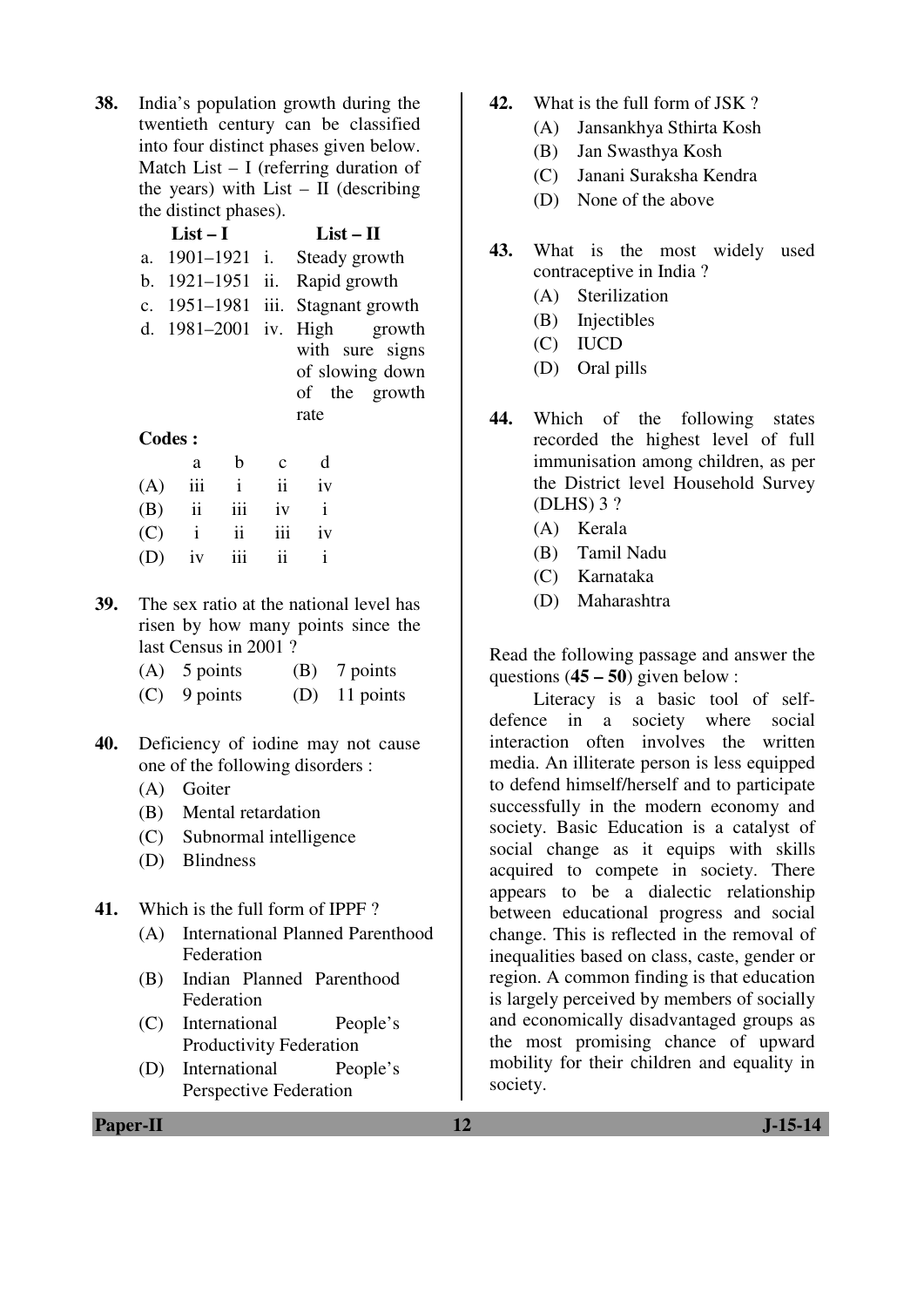**38.** India's population growth during the twentieth century can be classified into four distinct phases given below. Match List – I (referring duration of the years) with List – II (describing the distinct phases).

| | List – I | | List – II |
|---|---|---|---|
| a. | 1901–1921 | i. | Steady growth |
| b. | 1921–1951 | ii. | Rapid growth |
| c. | 1951–1981 | iii. | Stagnant growth |
| d. | 1981–2001 | iv. | High growth with sure signs of slowing down of the growth rate |

**Codes :**

| | a | b | c | d |
|---|---|---|---|---|
| (A) | iii | i | ii | iv |
| (B) | ii | iii | iv | i |
| (C) | i | ii | iii | iv |
| (D) | iv | iii | ii | i |

**39.** The sex ratio at the national level has risen by how many points since the last Census in 2001 ?

(A) 5 points  (B) 7 points

(C) 9 points  (D) 11 points

**40.** Deficiency of iodine may not cause one of the following disorders :

(A) Goiter

(B) Mental retardation

(C) Subnormal intelligence

(D) Blindness

**41.** Which is the full form of IPPF ?

(A) International Planned Parenthood Federation

(B) Indian Planned Parenthood Federation

(C) International People's Productivity Federation

(D) International People's Perspective Federation

**42.** What is the full form of JSK ?

(A) Jansankhya Sthirta Kosh

(B) Jan Swasthya Kosh

(C) Janani Suraksha Kendra

(D) None of the above

**43.** What is the most widely used contraceptive in India ?

(A) Sterilization

(B) Injectibles

(C) IUCD

(D) Oral pills

**44.** Which of the following states recorded the highest level of full immunisation among children, as per the District level Household Survey (DLHS) 3 ?

(A) Kerala

(B) Tamil Nadu

(C) Karnataka

(D) Maharashtra

Read the following passage and answer the questions (**45 – 50**) given below :

Literacy is a basic tool of self-defence in a society where social interaction often involves the written media. An illiterate person is less equipped to defend himself/herself and to participate successfully in the modern economy and society. Basic Education is a catalyst of social change as it equips with skills acquired to compete in society. There appears to be a dialectic relationship between educational progress and social change. This is reflected in the removal of inequalities based on class, caste, gender or region. A common finding is that education is largely perceived by members of socially and economically disadvantaged groups as the most promising chance of upward mobility for their children and equality in society.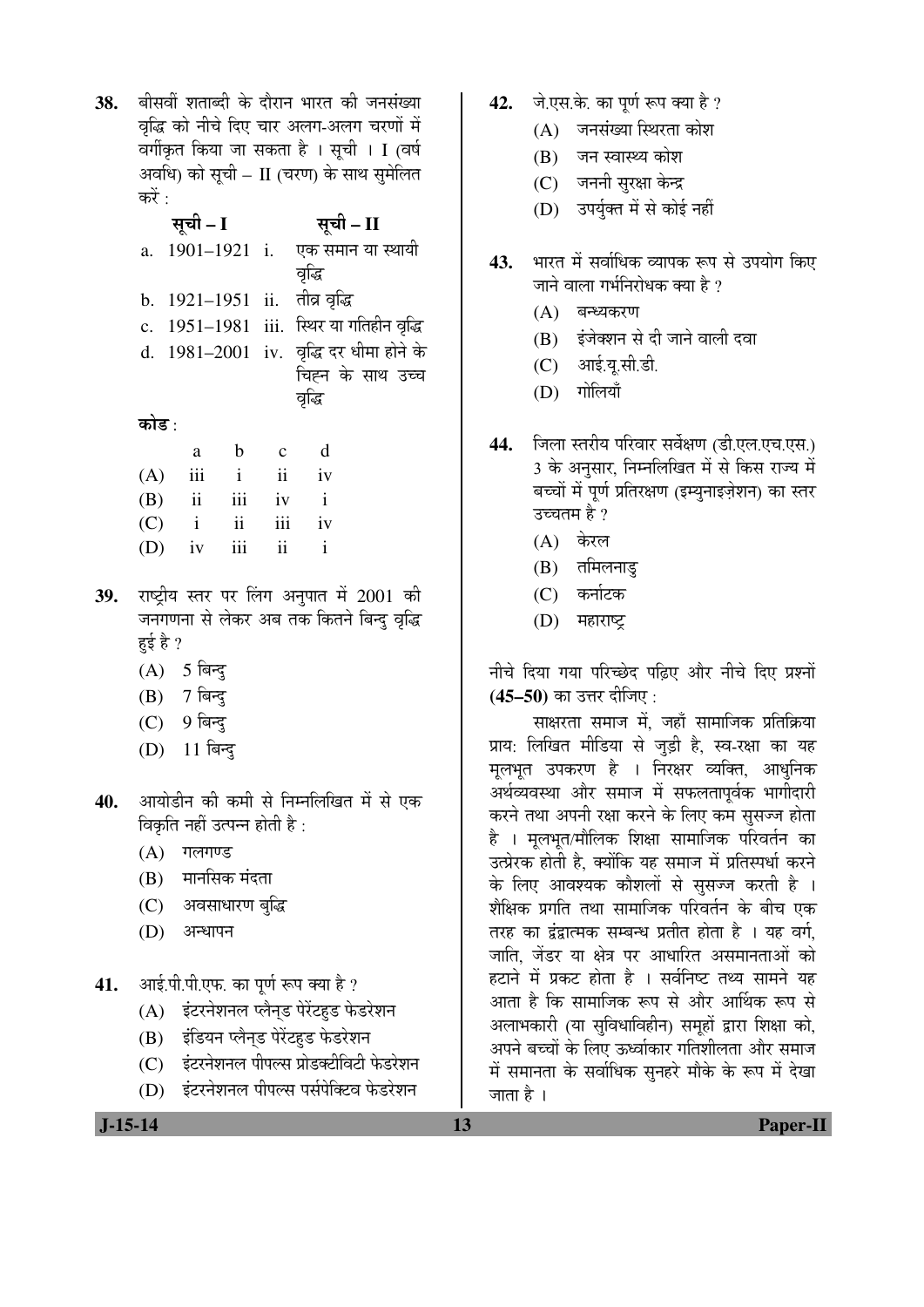38\. बीसवीं शताब्दी के दौरान भारत की जनसंख्या वृद्धि को नीचे दिए गए चार अलग-अलग चरणों में वर्गीकृत किया जा सकता है । सूची । I (वर्ष अवधि) को सूची – II (चरण) के साथ सुमेलित करें :

| सूची – I | सूची – II |
|---|---|
| a. 1901–1921 | i. एक समान या स्थायी वृद्धि |
| b. 1921–1951 | ii. तीव्र वृद्धि |
| c. 1951–1981 | iii. स्थिर या गतिहीन वृद्धि |
| d. 1981–2001 | iv. वृद्धि दर धीमा होने के चिह्न के साथ उच्च वृद्धि |

**कोड** :

| | a | b | c | d |
|---|---|---|---|---|
| (A) | iii | i | ii | iv |
| (B) | ii | iii | iv | i |
| (C) | i | ii | iii | iv |
| (D) | iv | iii | ii | i |

39\. राष्ट्रीय स्तर पर लिंग अनुपात में 2001 की जनगणना से लेकर अब तक कितने बिन्दु वृद्धि हुई है ?

(A) 5 बिन्दु

(B) 7 बिन्दु

(C) 9 बिन्दु

(D) 11 बिन्दु

40\. आयोडीन की कमी से निम्नलिखित में से एक विकृति नहीं उत्पन्न होती है :

(A) गलगण्ड

(B) मानसिक मंदता

(C) अवसाधारण बुद्धि

(D) अन्धापन

41\. आई.पी.पी.एफ. का पूर्ण रूप क्या है ?

(A) इंटरनेशनल प्लैन्ड पेरेंटहुड फेडरेशन

(B) इंडियन प्लैन्ड पेरेंटहुड फेडरेशन

(C) इंटरनेशनल पीपल्स प्रोडक्टीविटी फेडरेशन

(D) इंटरनेशनल पीपल्स पर्सपेक्टिव फेडरेशन

42\. जे.एस.के. का पूर्ण रूप क्या है ?

(A) जनसंख्या स्थिरता कोश

(B) जन स्वास्थ्य कोश

(C) जननी सुरक्षा केन्द्र

(D) उपर्युक्त में से कोई नहीं

43\. भारत में सर्वाधिक व्यापक रूप से उपयोग किए जाने वाला गर्भनिरोधक क्या है ?

(A) बन्ध्यकरण

(B) इंजेक्शन से दी जाने वाली दवा

(C) आई.यू.सी.डी.

(D) गोलियाँ

44\. जिला स्तरीय परिवार सर्वेक्षण (डी.एल.एच.एस.) 3 के अनुसार, निम्नलिखित में से किस राज्य में बच्चों में पूर्ण प्रतिरक्षण (इम्युनाइज़ेशन) का स्तर उच्चतम है ?

(A) केरल

(B) तमिलनाडु

(C) कर्नाटक

(D) महाराष्ट्र

नीचे दिया गया परिच्छेद पढ़िए और नीचे दिए प्रश्नों **(45–50)** का उत्तर दीजिए :

साक्षरता समाज में, जहाँ सामाजिक प्रतिक्रिया प्राय: लिखित मीडिया से जुड़ी है, स्व-रक्षा का यह मूलभूत उपकरण है । निरक्षर व्यक्ति, आधुनिक अर्थव्यवस्था और समाज में सफलतापूर्वक भागीदारी करने तथा अपनी रक्षा करने के लिए कम सुसज्ज होता है । मूलभूत/मौलिक शिक्षा सामाजिक परिवर्तन का उत्प्रेरक होती है, क्योंकि यह समाज में प्रतिस्पर्धा करने के लिए आवश्यक कौशलों से सुसज्ज करती है । शैक्षिक प्रगति तथा सामाजिक परिवर्तन के बीच एक तरह का द्वंद्वात्मक सम्बन्ध प्रतीत होता है । यह वर्ग, जाति, जेंडर या क्षेत्र पर आधारित असमानताओं को हटाने में प्रकट होता है । सर्वनिष्ट तथ्य सामने यह आता है कि सामाजिक रूप से और आर्थिक रूप से अलाभकारी (या सुविधाविहीन) समूहों द्वारा शिक्षा को, अपने बच्चों के लिए ऊर्ध्वाकार गतिशीलता और समाज में समानता के सर्वाधिक सुनहरे मौके के रूप में देखा जाता है ।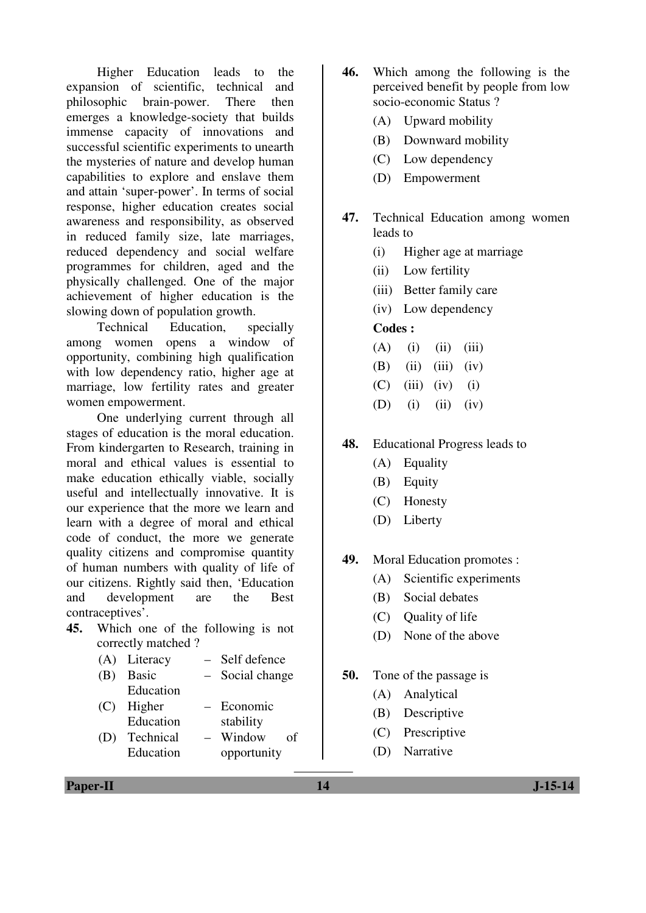Higher Education leads to the expansion of scientific, technical and philosophic brain-power. There then emerges a knowledge-society that builds immense capacity of innovations and successful scientific experiments to unearth the mysteries of nature and develop human capabilities to explore and enslave them and attain 'super-power'. In terms of social response, higher education creates social awareness and responsibility, as observed in reduced family size, late marriages, reduced dependency and social welfare programmes for children, aged and the physically challenged. One of the major achievement of higher education is the slowing down of population growth.

Technical Education, specially among women opens a window of opportunity, combining high qualification with low dependency ratio, higher age at marriage, low fertility rates and greater women empowerment.

One underlying current through all stages of education is the moral education. From kindergarten to Research, training in moral and ethical values is essential to make education ethically viable, socially useful and intellectually innovative. It is our experience that the more we learn and learn with a degree of moral and ethical code of conduct, the more we generate quality citizens and compromise quantity of human numbers with quality of life of our citizens. Rightly said then, 'Education and development are the Best contraceptives'.

**45.** Which one of the following is not correctly matched ?

| | | | |
|---|---|---|---|
| (A) | Literacy | – | Self defence |
| (B) | Basic Education | – | Social change |
| (C) | Higher Education | – | Economic stability |
| (D) | Technical Education | – | Window of opportunity |

**46.** Which among the following is the perceived benefit by people from low socio-economic Status ?

(A) Upward mobility

(B) Downward mobility

(C) Low dependency

(D) Empowerment

**47.** Technical Education among women leads to

(i) Higher age at marriage

(ii) Low fertility

(iii) Better family care

(iv) Low dependency

**Codes :**

(A) (i) (ii) (iii)

(B) (ii) (iii) (iv)

(C) (iii) (iv) (i)

(D) (i) (ii) (iv)

**48.** Educational Progress leads to

(A) Equality

(B) Equity

(C) Honesty

(D) Liberty

**49.** Moral Education promotes :

(A) Scientific experiments

(B) Social debates

(C) Quality of life

(D) None of the above

**50.** Tone of the passage is

(A) Analytical

(B) Descriptive

(C) Prescriptive

(D) Narrative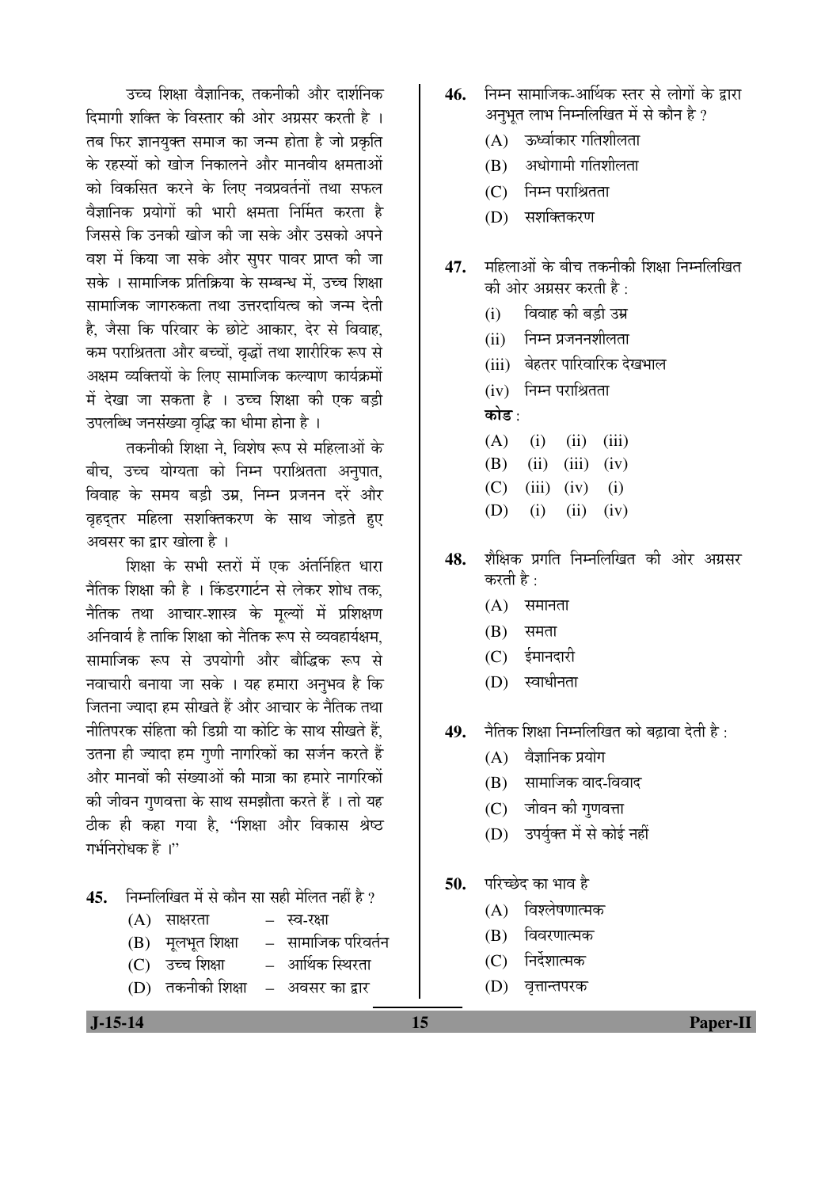उच्च शिक्षा वैज्ञानिक, तकनीकी और दार्शनिक दिमागी शक्ति के विस्तार की ओर अग्रसर करती है । तब फिर ज्ञानयुक्त समाज का जन्म होता है जो प्रकृति के रहस्यों को खोज निकालने और मानवीय क्षमताओं को विकसित करने के लिए नवप्रवर्तनों तथा सफल वैज्ञानिक प्रयोगों की भारी क्षमता निर्मित करता है जिससे कि उनकी खोज की जा सके और उसको अपने वश में किया जा सके और सुपर पावर प्राप्त की जा सके । सामाजिक प्रतिक्रिया के सम्बन्ध में, उच्च शिक्षा सामाजिक जागरुकता तथा उत्तरदायित्व को जन्म देती है, जैसा कि परिवार के छोटे आकार, देर से विवाह, कम पराश्रितता और बच्चों, वृद्धों तथा शारीरिक रूप से अक्षम व्यक्तियों के लिए सामाजिक कल्याण कार्यक्रमों में देखा जा सकता है । उच्च शिक्षा की एक बड़ी उपलब्धि जनसंख्या वृद्धि का धीमा होना है ।

तकनीकी शिक्षा ने, विशेष रूप से महिलाओं के बीच, उच्च योग्यता को निम्न पराश्रितता अनुपात, विवाह के समय बड़ी उम्र, निम्न प्रजनन दरें और वृहद्तर महिला सशक्तिकरण के साथ जोड़ते हुए अवसर का द्वार खोला है ।

शिक्षा के सभी स्तरों में एक अंतर्निहित धारा नैतिक शिक्षा की है । किंडरगार्टन से लेकर शोध तक, नैतिक तथा आचार-शास्त्र के मूल्यों में प्रशिक्षण अनिवार्य है ताकि शिक्षा को नैतिक रूप से व्यवहार्यक्षम, सामाजिक रूप से उपयोगी और बौद्धिक रूप से नवाचारी बनाया जा सके । यह हमारा अनुभव है कि जितना ज्यादा हम सीखते हैं और आचार के नैतिक तथा नीतिपरक संहिता की डिग्री या कोटि के साथ सीखते हैं, उतना ही ज्यादा हम गुणी नागरिकों का सर्जन करते हैं और मानवों की संख्याओं की मात्रा का हमारे नागरिकों की जीवन गुणवत्ता के साथ समझौता करते हैं । तो यह ठीक ही कहा गया है, "शिक्षा और विकास श्रेष्ठ गर्भनिरोधक हैं ।"

**45.** निम्नलिखित में से कौन सा सही मेलित नहीं है ?

(A) साक्षरता – स्व-रक्षा
(B) मूलभूत शिक्षा – सामाजिक परिवर्तन
(C) उच्च शिक्षा – आर्थिक स्थिरता
(D) तकनीकी शिक्षा – अवसर का द्वार

**46.** निम्न सामाजिक-आर्थिक स्तर से लोगों के द्वारा अनुभूत लाभ निम्नलिखित में से कौन है ?

(A) ऊर्ध्वाकार गतिशीलता
(B) अधोगामी गतिशीलता
(C) निम्न पराश्रितता
(D) सशक्तिकरण

**47.** महिलाओं के बीच तकनीकी शिक्षा निम्नलिखित की ओर अग्रसर करती है :

(i) विवाह की बड़ी उम्र
(ii) निम्न प्रजननशीलता
(iii) बेहतर पारिवारिक देखभाल
(iv) निम्न पराश्रितता

**कोड :**

(A) (i) (ii) (iii)
(B) (ii) (iii) (iv)
(C) (iii) (iv) (i)
(D) (i) (ii) (iv)

**48.** शैक्षिक प्रगति निम्नलिखित की ओर अग्रसर करती है :

(A) समानता
(B) समता
(C) ईमानदारी
(D) स्वाधीनता

**49.** नैतिक शिक्षा निम्नलिखित को बढ़ावा देती है :

(A) वैज्ञानिक प्रयोग
(B) सामाजिक वाद-विवाद
(C) जीवन की गुणवत्ता
(D) उपर्युक्त में से कोई नहीं

**50.** परिच्छेद का भाव है

(A) विश्लेषणात्मक
(B) विवरणात्मक
(C) निर्देशात्मक
(D) वृत्तान्तपरक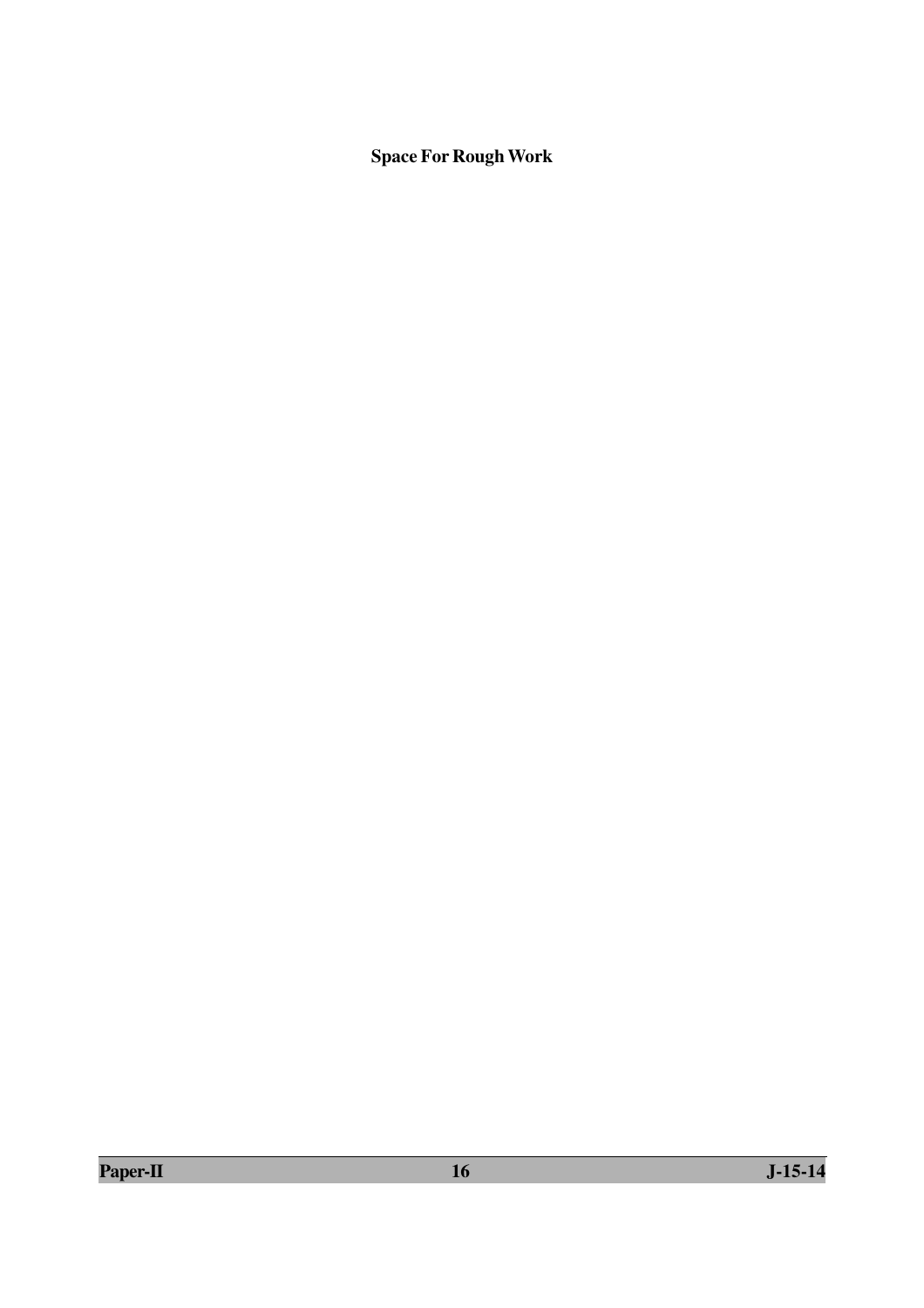**Space For Rough Work**